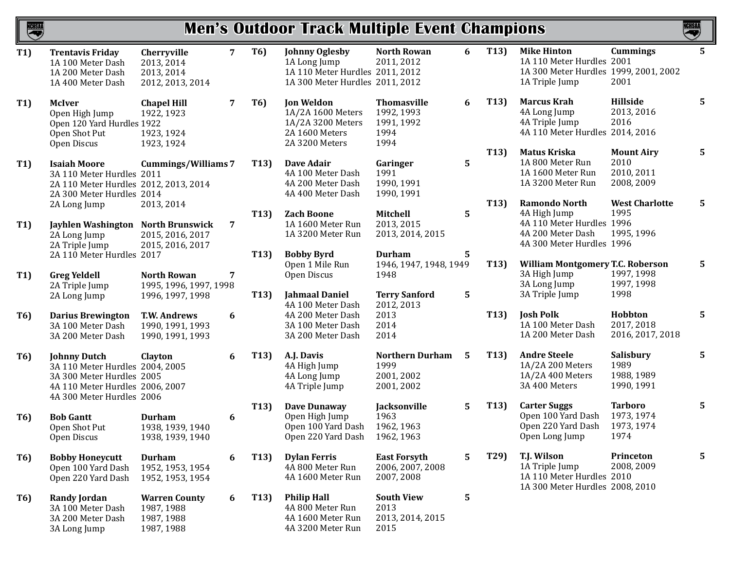# Men's Outdoor Track Multiple Event Champions

**T1) Trentavis Friday** — **Cherryville** — **7**
- 1A 100 Meter Dash: 2013, 2014
- 1A 200 Meter Dash: 2013, 2014
- 1A 400 Meter Dash: 2012, 2013, 2014

**T1) McIver** — **Chapel Hill** — **7**
- Open High Jump: 1922, 1923
- Open 120 Yard Hurdles: 1922
- Open Shot Put: 1923, 1924
- Open Discus: 1923, 1924

**T1) Isaiah Moore** — **Cummings/Williams** — **7**
- 3A 110 Meter Hurdles: 2011
- 2A 110 Meter Hurdles: 2012, 2013, 2014
- 2A 300 Meter Hurdles: 2014
- 2A Long Jump: 2013, 2014

**T1) Jayhlen Washington** — **North Brunswick** — **7**
- 2A Long Jump: 2015, 2016, 2017
- 2A Triple Jump: 2015, 2016, 2017
- 2A 110 Meter Hurdles: 2017

**T1) Greg Yeldell** — **North Rowan** — **7**
- 2A Triple Jump: 1995, 1996, 1997, 1998
- 2A Long Jump: 1996, 1997, 1998

**T6) Darius Brewington** — **T.W. Andrews** — **6**
- 3A 100 Meter Dash: 1990, 1991, 1993
- 3A 200 Meter Dash: 1990, 1991, 1993

**T6) Johnny Dutch** — **Clayton** — **6**
- 3A 110 Meter Hurdles: 2004, 2005
- 3A 300 Meter Hurdles: 2005
- 4A 110 Meter Hurdles: 2006, 2007
- 4A 300 Meter Hurdles: 2006

**T6) Bob Gantt** — **Durham** — **6**
- Open Shot Put: 1938, 1939, 1940
- Open Discus: 1938, 1939, 1940

**T6) Bobby Honeycutt** — **Durham** — **6**
- Open 100 Yard Dash: 1952, 1953, 1954
- Open 220 Yard Dash: 1952, 1953, 1954

**T6) Randy Jordan** — **Warren County** — **6**
- 3A 100 Meter Dash: 1987, 1988
- 3A 200 Meter Dash: 1987, 1988
- 3A Long Jump: 1987, 1988

**T6) Johnny Oglesby** — **North Rowan** — **6**
- 1A Long Jump: 2011, 2012
- 1A 110 Meter Hurdles: 2011, 2012
- 1A 300 Meter Hurdles: 2011, 2012

**T6) Jon Weldon** — **Thomasville** — **6**
- 1A/2A 1600 Meters: 1992, 1993
- 1A/2A 3200 Meters: 1991, 1992
- 2A 1600 Meters: 1994
- 2A 3200 Meters: 1994

**T13) Dave Adair** — **Garinger** — **5**
- 4A 100 Meter Dash: 1991
- 4A 200 Meter Dash: 1990, 1991
- 4A 400 Meter Dash: 1990, 1991

**T13) Zach Boone** — **Mitchell** — **5**
- 1A 1600 Meter Run: 2013, 2015
- 1A 3200 Meter Run: 2013, 2014, 2015

**T13) Bobby Byrd** — **Durham** — **5**
- Open 1 Mile Run: 1946, 1947, 1948, 1949
- Open Discus: 1948

**T13) Jahmaal Daniel** — **Terry Sanford** — **5**
- 4A 100 Meter Dash: 2012, 2013
- 4A 200 Meter Dash: 2013
- 3A 100 Meter Dash: 2014
- 3A 200 Meter Dash: 2014

**T13) A.J. Davis** — **Northern Durham** — **5**
- 4A High Jump: 1999
- 4A Long Jump: 2001, 2002
- 4A Triple Jump: 2001, 2002

**T13) Dave Dunaway** — **Jacksonville** — **5**
- Open High Jump: 1963
- Open 100 Yard Dash: 1962, 1963
- Open 220 Yard Dash: 1962, 1963

**T13) Dylan Ferris** — **East Forsyth** — **5**
- 4A 800 Meter Run: 2006, 2007, 2008
- 4A 1600 Meter Run: 2007, 2008

**T13) Philip Hall** — **South View** — **5**
- 4A 800 Meter Run: 2013
- 4A 1600 Meter Run: 2013, 2014, 2015
- 4A 3200 Meter Run: 2015

**T13) Mike Hinton** — **Cummings** — **5**
- 1A 110 Meter Hurdles: 2001
- 1A 300 Meter Hurdles: 1999, 2001, 2002
- 1A Triple Jump: 2001

**T13) Marcus Krah** — **Hillside** — **5**
- 4A Long Jump: 2013, 2016
- 4A Triple Jump: 2016
- 4A 110 Meter Hurdles: 2014, 2016

**T13) Matus Kriska** — **Mount Airy** — **5**
- 1A 800 Meter Run: 2010
- 1A 1600 Meter Run: 2010, 2011
- 1A 3200 Meter Run: 2008, 2009

**T13) Ramondo North** — **West Charlotte** — **5**
- 4A High Jump: 1995
- 4A 110 Meter Hurdles: 1996
- 4A 200 Meter Dash: 1995, 1996
- 4A 300 Meter Hurdles: 1996

**T13) William Montgomery** — **T.C. Roberson** — **5**
- 3A High Jump: 1997, 1998
- 3A Long Jump: 1997, 1998
- 3A Triple Jump: 1998

**T13) Josh Polk** — **Hobbton** — **5**
- 1A 100 Meter Dash: 2017, 2018
- 1A 200 Meter Dash: 2016, 2017, 2018

**T13) Andre Steele** — **Salisbury** — **5**
- 1A/2A 200 Meters: 1989
- 1A/2A 400 Meters: 1988, 1989
- 3A 400 Meters: 1990, 1991

**T13) Carter Suggs** — **Tarboro** — **5**
- Open 100 Yard Dash: 1973, 1974
- Open 220 Yard Dash: 1973, 1974
- Open Long Jump: 1974

**T29) T.J. Wilson** — **Princeton** — **5**
- 1A Triple Jump: 2008, 2009
- 1A 110 Meter Hurdles: 2010
- 1A 300 Meter Hurdles: 2008, 2010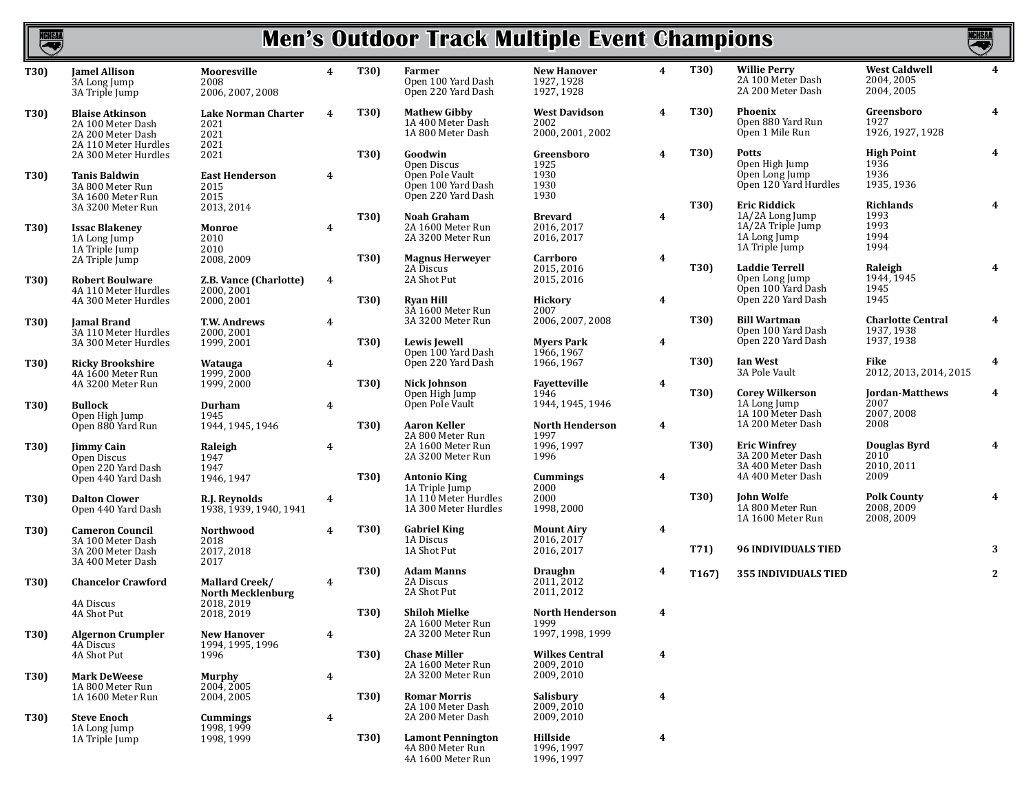# Men's Outdoor Track Multiple Event Champions

| Rank | Name / Event | School / Years | Titles |
|---|---|---|---|
| T30) | **Jamel Allison** | **Mooresville** | 4 |
| | 3A Long Jump | 2008 | |
| | 3A Triple Jump | 2006, 2007, 2008 | |
| T30) | **Blaise Atkinson** | **Lake Norman Charter** | 4 |
| | 2A 100 Meter Dash | 2021 | |
| | 2A 200 Meter Dash | 2021 | |
| | 2A 110 Meter Hurdles | 2021 | |
| | 2A 300 Meter Hurdles | 2021 | |
| T30) | **Tanis Baldwin** | **East Henderson** | 4 |
| | 3A 800 Meter Run | 2015 | |
| | 3A 1600 Meter Run | 2015 | |
| | 3A 3200 Meter Run | 2013, 2014 | |
| T30) | **Issac Blakeney** | **Monroe** | 4 |
| | 1A Long Jump | 2010 | |
| | 1A Triple Jump | 2010 | |
| | 2A Triple Jump | 2008, 2009 | |
| T30) | **Robert Boulware** | **Z.B. Vance (Charlotte)** | 4 |
| | 4A 110 Meter Hurdles | 2000, 2001 | |
| | 4A 300 Meter Hurdles | 2000, 2001 | |
| T30) | **Jamal Brand** | **T.W. Andrews** | 4 |
| | 3A 110 Meter Hurdles | 2000, 2001 | |
| | 3A 300 Meter Hurdles | 1999, 2001 | |
| T30) | **Ricky Brookshire** | **Watauga** | 4 |
| | 4A 1600 Meter Run | 1999, 2000 | |
| | 4A 3200 Meter Run | 1999, 2000 | |
| T30) | **Bullock** | **Durham** | 4 |
| | Open High Jump | 1945 | |
| | Open 880 Yard Run | 1944, 1945, 1946 | |
| T30) | **Jimmy Cain** | **Raleigh** | 4 |
| | Open Discus | 1947 | |
| | Open 220 Yard Dash | 1947 | |
| | Open 440 Yard Dash | 1946, 1947 | |
| T30) | **Dalton Clower** | **R.J. Reynolds** | 4 |
| | Open 440 Yard Dash | 1938, 1939, 1940, 1941 | |
| T30) | **Cameron Council** | **Northwood** | 4 |
| | 3A 100 Meter Dash | 2018 | |
| | 3A 200 Meter Dash | 2017, 2018 | |
| | 3A 400 Meter Dash | 2017 | |
| T30) | **Chancelor Crawford** | **Mallard Creek/ North Mecklenburg** | 4 |
| | 4A Discus | 2018, 2019 | |
| | 4A Shot Put | 2018, 2019 | |
| T30) | **Algernon Crumpler** | **New Hanover** | 4 |
| | 4A Discus | 1994, 1995, 1996 | |
| | 4A Shot Put | 1996 | |
| T30) | **Mark DeWeese** | **Murphy** | 4 |
| | 1A 800 Meter Run | 2004, 2005 | |
| | 1A 1600 Meter Run | 2004, 2005 | |
| T30) | **Steve Enoch** | **Cummings** | 4 |
| | 1A Long Jump | 1998, 1999 | |
| | 1A Triple Jump | 1998, 1999 | |
| T30) | **Farmer** | **New Hanover** | 4 |
| | Open 100 Yard Dash | 1927, 1928 | |
| | Open 220 Yard Dash | 1927, 1928 | |
| T30) | **Mathew Gibby** | **West Davidson** | 4 |
| | 1A 400 Meter Dash | 2002 | |
| | 1A 800 Meter Dash | 2000, 2001, 2002 | |
| T30) | **Goodwin** | **Greensboro** | 4 |
| | Open Discus | 1925 | |
| | Open Pole Vault | 1930 | |
| | Open 100 Yard Dash | 1930 | |
| | Open 220 Yard Dash | 1930 | |
| T30) | **Noah Graham** | **Brevard** | 4 |
| | 2A 1600 Meter Run | 2016, 2017 | |
| | 2A 3200 Meter Run | 2016, 2017 | |
| T30) | **Magnus Herweyer** | **Carrboro** | 4 |
| | 2A Discus | 2015, 2016 | |
| | 2A Shot Put | 2015, 2016 | |
| T30) | **Ryan Hill** | **Hickory** | 4 |
| | 3A 1600 Meter Run | 2007 | |
| | 3A 3200 Meter Run | 2006, 2007, 2008 | |
| T30) | **Lewis Jewell** | **Myers Park** | 4 |
| | Open 100 Yard Dash | 1966, 1967 | |
| | Open 220 Yard Dash | 1966, 1967 | |
| T30) | **Nick Johnson** | **Fayetteville** | 4 |
| | Open High Jump | 1946 | |
| | Open Pole Vault | 1944, 1945, 1946 | |
| T30) | **Aaron Keller** | **North Henderson** | 4 |
| | 2A 800 Meter Run | 1997 | |
| | 2A 1600 Meter Run | 1996, 1997 | |
| | 2A 3200 Meter Run | 1996 | |
| T30) | **Antonio King** | **Cummings** | 4 |
| | 1A Triple Jump | 2000 | |
| | 1A 110 Meter Hurdles | 2000 | |
| | 1A 300 Meter Hurdles | 1998, 2000 | |
| T30) | **Gabriel King** | **Mount Airy** | 4 |
| | 1A Discus | 2016, 2017 | |
| | 1A Shot Put | 2016, 2017 | |
| T30) | **Adam Manns** | **Draughn** | 4 |
| | 2A Discus | 2011, 2012 | |
| | 2A Shot Put | 2011, 2012 | |
| T30) | **Shiloh Mielke** | **North Henderson** | 4 |
| | 2A 1600 Meter Run | 1999 | |
| | 2A 3200 Meter Run | 1997, 1998, 1999 | |
| T30) | **Chase Miller** | **Wilkes Central** | 4 |
| | 2A 1600 Meter Run | 2009, 2010 | |
| | 2A 3200 Meter Run | 2009, 2010 | |
| T30) | **Romar Morris** | **Salisbury** | 4 |
| | 2A 100 Meter Dash | 2009, 2010 | |
| | 2A 200 Meter Dash | 2009, 2010 | |
| T30) | **Lamont Pennington** | **Hillside** | 4 |
| | 4A 800 Meter Run | 1996, 1997 | |
| | 4A 1600 Meter Run | 1996, 1997 | |
| T30) | **Willie Perry** | **West Caldwell** | 4 |
| | 2A 100 Meter Dash | 2004, 2005 | |
| | 2A 200 Meter Dash | 2004, 2005 | |
| T30) | **Phoenix** | **Greensboro** | 4 |
| | Open 880 Yard Run | 1927 | |
| | Open 1 Mile Run | 1926, 1927, 1928 | |
| T30) | **Potts** | **High Point** | 4 |
| | Open High Jump | 1936 | |
| | Open Long Jump | 1936 | |
| | Open 120 Yard Hurdles | 1935, 1936 | |
| T30) | **Eric Riddick** | **Richlands** | 4 |
| | 1A/2A Long Jump | 1993 | |
| | 1A/2A Triple Jump | 1993 | |
| | 1A Long Jump | 1994 | |
| | 1A Triple Jump | 1994 | |
| T30) | **Laddie Terrell** | **Raleigh** | 4 |
| | Open Long Jump | 1944, 1945 | |
| | Open 100 Yard Dash | 1945 | |
| | Open 220 Yard Dash | 1945 | |
| T30) | **Bill Wartman** | **Charlotte Central** | 4 |
| | Open 100 Yard Dash | 1937, 1938 | |
| | Open 220 Yard Dash | 1937, 1938 | |
| T30) | **Ian West** | **Fike** | 4 |
| | 3A Pole Vault | 2012, 2013, 2014, 2015 | |
| T30) | **Corey Wilkerson** | **Jordan-Matthews** | 4 |
| | 1A Long Jump | 2007 | |
| | 1A 100 Meter Dash | 2007, 2008 | |
| | 1A 200 Meter Dash | 2008 | |
| T30) | **Eric Winfrey** | **Douglas Byrd** | 4 |
| | 3A 200 Meter Dash | 2010 | |
| | 3A 400 Meter Dash | 2010, 2011 | |
| | 4A 400 Meter Dash | 2009 | |
| T30) | **John Wolfe** | **Polk County** | 4 |
| | 1A 800 Meter Run | 2008, 2009 | |
| | 1A 1600 Meter Run | 2008, 2009 | |
| T71) | **96 INDIVIDUALS TIED** | | 3 |
| T167) | **355 INDIVIDUALS TIED** | | 2 |